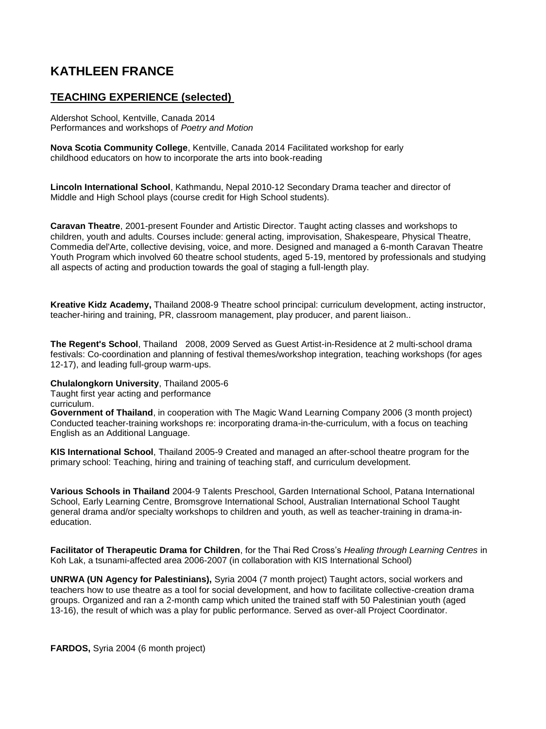# KATHLEEN FRANCE

## TEACHING EXPERIENCE (selected)

Aldershot School, Kentville, Canada 2014
Performances and workshops of *Poetry and Motion*

**Nova Scotia Community College**, Kentville, Canada 2014 Facilitated workshop for early childhood educators on how to incorporate the arts into book-reading

**Lincoln International School**, Kathmandu, Nepal 2010-12 Secondary Drama teacher and director of Middle and High School plays (course credit for High School students).

**Caravan Theatre**, 2001-present Founder and Artistic Director. Taught acting classes and workshops to children, youth and adults. Courses include: general acting, improvisation, Shakespeare, Physical Theatre, Commedia del'Arte, collective devising, voice, and more. Designed and managed a 6-month Caravan Theatre Youth Program which involved 60 theatre school students, aged 5-19, mentored by professionals and studying all aspects of acting and production towards the goal of staging a full-length play.

**Kreative Kidz Academy,** Thailand 2008-9 Theatre school principal: curriculum development, acting instructor, teacher-hiring and training, PR, classroom management, play producer, and parent liaison..

**The Regent's School**, Thailand 2008, 2009 Served as Guest Artist-in-Residence at 2 multi-school drama festivals: Co-coordination and planning of festival themes/workshop integration, teaching workshops (for ages 12-17), and leading full-group warm-ups.

**Chulalongkorn University**, Thailand 2005-6
Taught first year acting and performance curriculum.

**Government of Thailand**, in cooperation with The Magic Wand Learning Company 2006 (3 month project) Conducted teacher-training workshops re: incorporating drama-in-the-curriculum, with a focus on teaching English as an Additional Language.

**KIS International School**, Thailand 2005-9 Created and managed an after-school theatre program for the primary school: Teaching, hiring and training of teaching staff, and curriculum development.

**Various Schools in Thailand** 2004-9 Talents Preschool, Garden International School, Patana International School, Early Learning Centre, Bromsgrove International School, Australian International School Taught general drama and/or specialty workshops to children and youth, as well as teacher-training in drama-in-education.

**Facilitator of Therapeutic Drama for Children**, for the Thai Red Cross's *Healing through Learning Centres* in Koh Lak, a tsunami-affected area 2006-2007 (in collaboration with KIS International School)

**UNRWA (UN Agency for Palestinians),** Syria 2004 (7 month project) Taught actors, social workers and teachers how to use theatre as a tool for social development, and how to facilitate collective-creation drama groups. Organized and ran a 2-month camp which united the trained staff with 50 Palestinian youth (aged 13-16), the result of which was a play for public performance. Served as over-all Project Coordinator.

**FARDOS,** Syria 2004 (6 month project)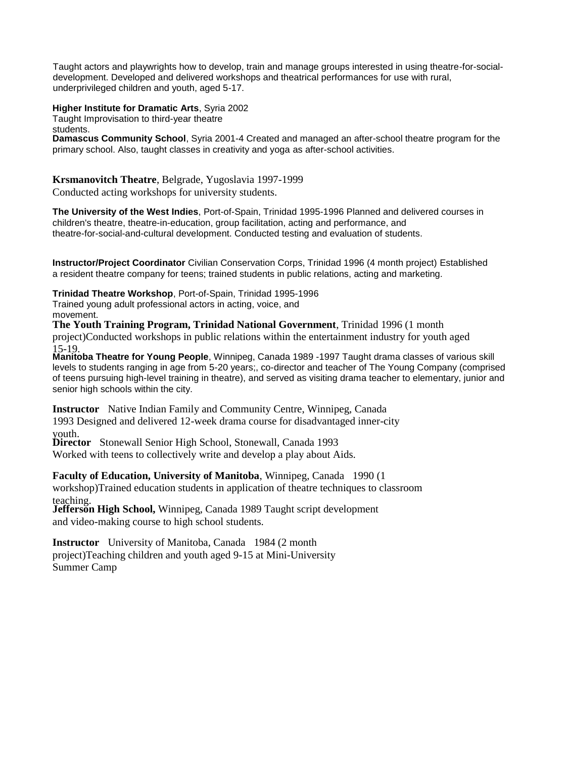Taught actors and playwrights how to develop, train and manage groups interested in using theatre-for-social-development. Developed and delivered workshops and theatrical performances for use with rural, underprivileged children and youth, aged 5-17.

**Higher Institute for Dramatic Arts**, Syria 2002
Taught Improvisation to third-year theatre students.

**Damascus Community School**, Syria 2001-4 Created and managed an after-school theatre program for the primary school. Also, taught classes in creativity and yoga as after-school activities.

**Krsmanovitch Theatre**, Belgrade, Yugoslavia 1997-1999
Conducted acting workshops for university students.

**The University of the West Indies**, Port-of-Spain, Trinidad 1995-1996 Planned and delivered courses in children's theatre, theatre-in-education, group facilitation, acting and performance, and theatre-for-social-and-cultural development. Conducted testing and evaluation of students.

**Instructor/Project Coordinator** Civilian Conservation Corps, Trinidad 1996 (4 month project) Established a resident theatre company for teens; trained students in public relations, acting and marketing.

**Trinidad Theatre Workshop**, Port-of-Spain, Trinidad 1995-1996
Trained young adult professional actors in acting, voice, and movement.

**The Youth Training Program, Trinidad National Government**, Trinidad 1996 (1 month project)Conducted workshops in public relations within the entertainment industry for youth aged 15-19.

**Manitoba Theatre for Young People**, Winnipeg, Canada 1989 -1997 Taught drama classes of various skill levels to students ranging in age from 5-20 years;, co-director and teacher of The Young Company (comprised of teens pursuing high-level training in theatre), and served as visiting drama teacher to elementary, junior and senior high schools within the city.

**Instructor** Native Indian Family and Community Centre, Winnipeg, Canada 1993 Designed and delivered 12-week drama course for disadvantaged inner-city youth.

**Director** Stonewall Senior High School, Stonewall, Canada 1993
Worked with teens to collectively write and develop a play about Aids.

**Faculty of Education, University of Manitoba**, Winnipeg, Canada 1990 (1 workshop)Trained education students in application of theatre techniques to classroom teaching.

**Jefferson High School,** Winnipeg, Canada 1989 Taught script development and video-making course to high school students.

**Instructor** University of Manitoba, Canada 1984 (2 month project)Teaching children and youth aged 9-15 at Mini-University Summer Camp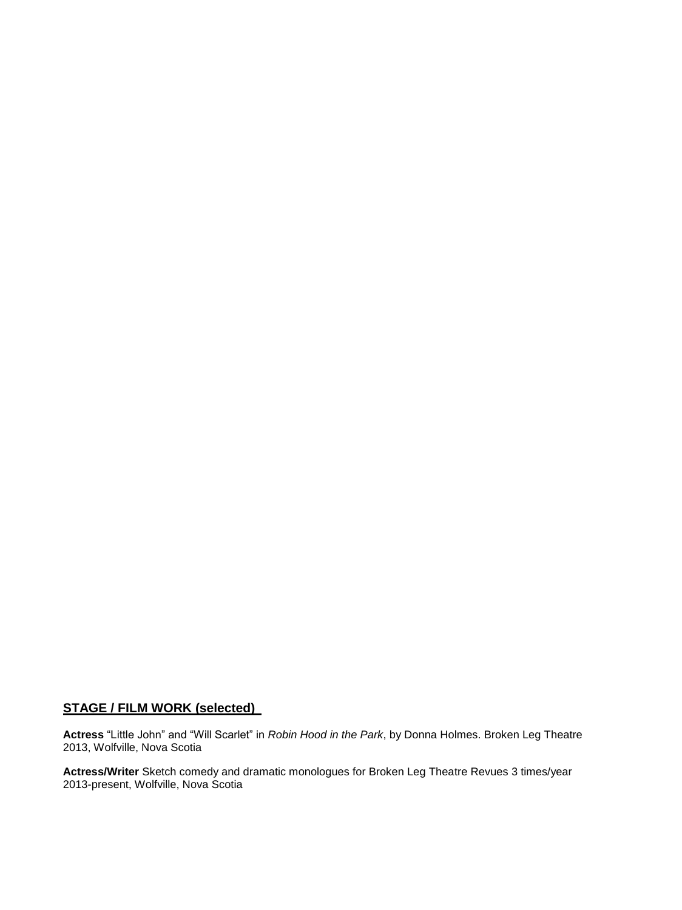## **STAGE / FILM WORK (selected)**

**Actress** "Little John" and "Will Scarlet" in *Robin Hood in the Park*, by Donna Holmes. Broken Leg Theatre 2013, Wolfville, Nova Scotia

**Actress/Writer** Sketch comedy and dramatic monologues for Broken Leg Theatre Revues 3 times/year 2013-present, Wolfville, Nova Scotia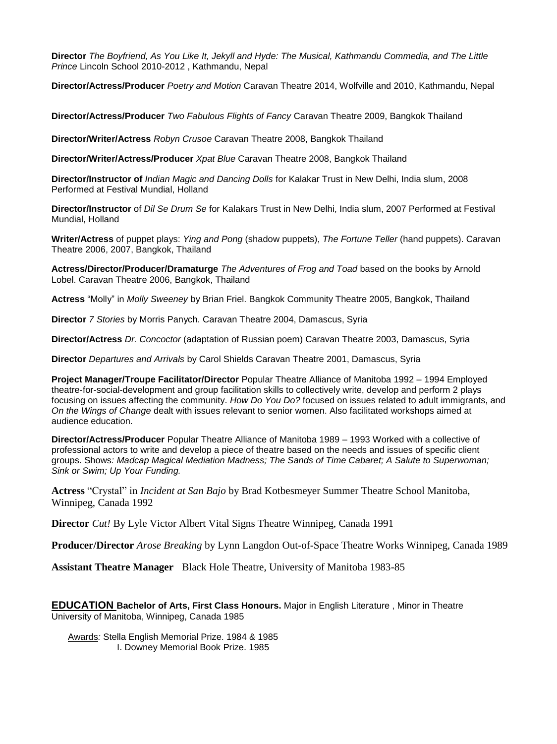**Director** *The Boyfriend, As You Like It, Jekyll and Hyde: The Musical, Kathmandu Commedia, and The Little Prince* Lincoln School 2010-2012 , Kathmandu, Nepal

**Director/Actress/Producer** *Poetry and Motion* Caravan Theatre 2014, Wolfville and 2010, Kathmandu, Nepal

**Director/Actress/Producer** *Two Fabulous Flights of Fancy* Caravan Theatre 2009, Bangkok Thailand

**Director/Writer/Actress** *Robyn Crusoe* Caravan Theatre 2008, Bangkok Thailand

**Director/Writer/Actress/Producer** *Xpat Blue* Caravan Theatre 2008, Bangkok Thailand

**Director/Instructor of** *Indian Magic and Dancing Dolls* for Kalakar Trust in New Delhi, India slum, 2008 Performed at Festival Mundial, Holland

**Director/Instructor** of *Dil Se Drum Se* for Kalakars Trust in New Delhi, India slum, 2007 Performed at Festival Mundial, Holland

**Writer/Actress** of puppet plays: *Ying and Pong* (shadow puppets), *The Fortune Teller* (hand puppets). Caravan Theatre 2006, 2007, Bangkok, Thailand

**Actress/Director/Producer/Dramaturge** *The Adventures of Frog and Toad* based on the books by Arnold Lobel. Caravan Theatre 2006, Bangkok, Thailand

**Actress** "Molly" in *Molly Sweeney* by Brian Friel. Bangkok Community Theatre 2005, Bangkok, Thailand

**Director** *7 Stories* by Morris Panych. Caravan Theatre 2004, Damascus, Syria

**Director/Actress** *Dr. Concoctor* (adaptation of Russian poem) Caravan Theatre 2003, Damascus, Syria

**Director** *Departures and Arrivals* by Carol Shields Caravan Theatre 2001, Damascus, Syria

**Project Manager/Troupe Facilitator/Director** Popular Theatre Alliance of Manitoba 1992 – 1994 Employed theatre-for-social-development and group facilitation skills to collectively write, develop and perform 2 plays focusing on issues affecting the community. *How Do You Do?* focused on issues related to adult immigrants, and *On the Wings of Change* dealt with issues relevant to senior women. Also facilitated workshops aimed at audience education.

**Director/Actress/Producer** Popular Theatre Alliance of Manitoba 1989 – 1993 Worked with a collective of professional actors to write and develop a piece of theatre based on the needs and issues of specific client groups. Shows*: Madcap Magical Mediation Madness; The Sands of Time Cabaret; A Salute to Superwoman; Sink or Swim; Up Your Funding.*

**Actress** "Crystal" in *Incident at San Bajo* by Brad Kotbesmeyer Summer Theatre School Manitoba, Winnipeg, Canada 1992

**Director** *Cut!* By Lyle Victor Albert Vital Signs Theatre Winnipeg, Canada 1991

**Producer/Director** *Arose Breaking* by Lynn Langdon Out-of-Space Theatre Works Winnipeg, Canada 1989

**Assistant Theatre Manager** Black Hole Theatre, University of Manitoba 1983-85

## EDUCATION

**Bachelor of Arts, First Class Honours.** Major in English Literature , Minor in Theatre University of Manitoba, Winnipeg, Canada 1985

Awards*:* Stella English Memorial Prize. 1984 & 1985
I. Downey Memorial Book Prize. 1985